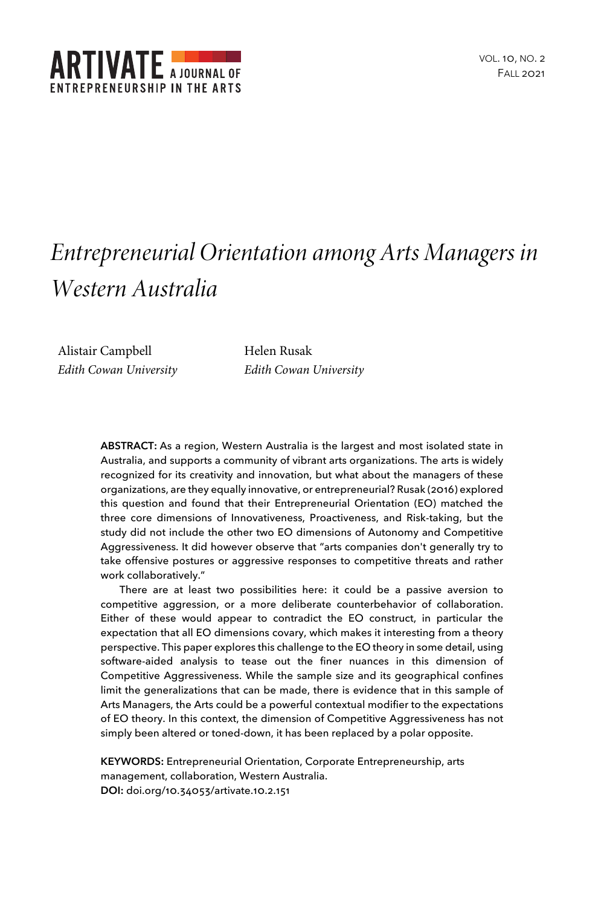# *Entrepreneurial Orientation among Arts Managers in Western Australia*

Alistair Campbell
*Edith Cowan University*

Helen Rusak
*Edith Cowan University*

**ABSTRACT:** As a region, Western Australia is the largest and most isolated state in Australia, and supports a community of vibrant arts organizations. The arts is widely recognized for its creativity and innovation, but what about the managers of these organizations, are they equally innovative, or entrepreneurial? Rusak (2016) explored this question and found that their Entrepreneurial Orientation (EO) matched the three core dimensions of Innovativeness, Proactiveness, and Risk-taking, but the study did not include the other two EO dimensions of Autonomy and Competitive Aggressiveness. It did however observe that "arts companies don't generally try to take offensive postures or aggressive responses to competitive threats and rather work collaboratively."

There are at least two possibilities here: it could be a passive aversion to competitive aggression, or a more deliberate counterbehavior of collaboration. Either of these would appear to contradict the EO construct, in particular the expectation that all EO dimensions covary, which makes it interesting from a theory perspective. This paper explores this challenge to the EO theory in some detail, using software-aided analysis to tease out the finer nuances in this dimension of Competitive Aggressiveness. While the sample size and its geographical confines limit the generalizations that can be made, there is evidence that in this sample of Arts Managers, the Arts could be a powerful contextual modifier to the expectations of EO theory. In this context, the dimension of Competitive Aggressiveness has not simply been altered or toned-down, it has been replaced by a polar opposite.

**KEYWORDS:** Entrepreneurial Orientation, Corporate Entrepreneurship, arts management, collaboration, Western Australia.
**DOI:** doi.org/10.34053/artivate.10.2.151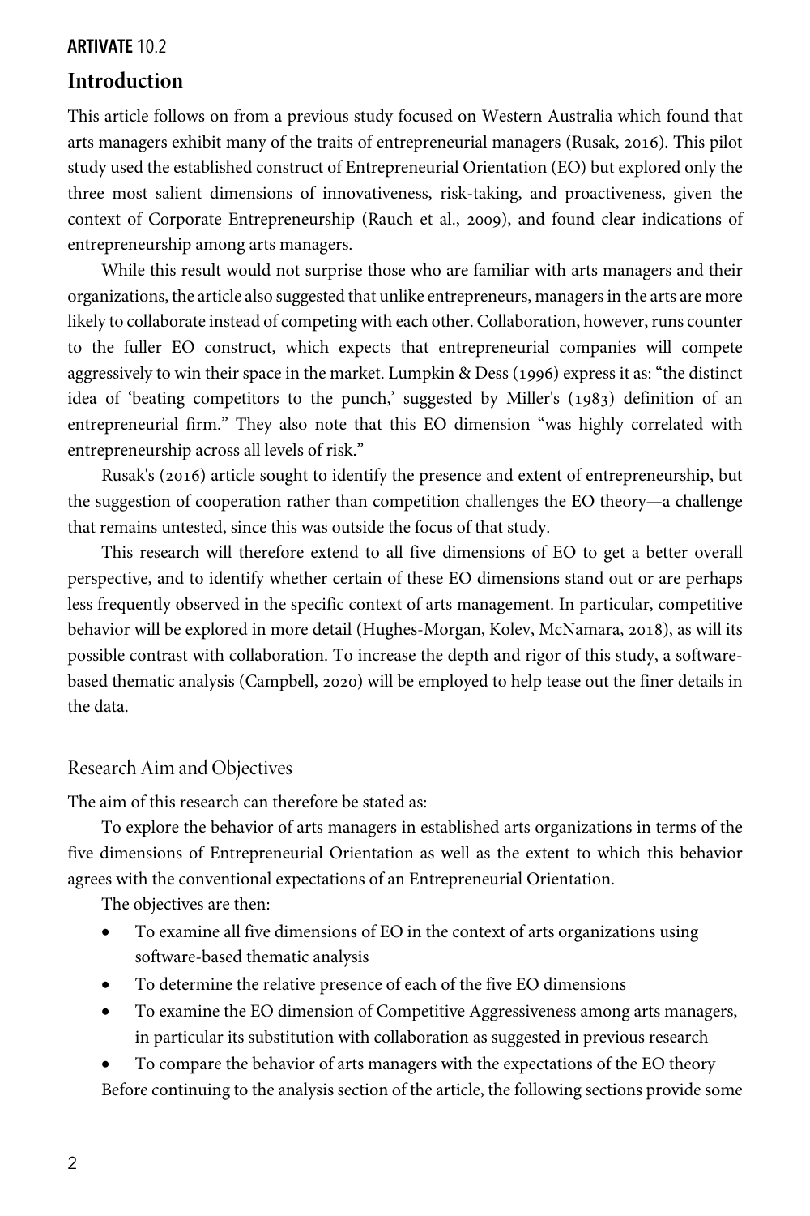## Introduction

This article follows on from a previous study focused on Western Australia which found that arts managers exhibit many of the traits of entrepreneurial managers (Rusak, 2016). This pilot study used the established construct of Entrepreneurial Orientation (EO) but explored only the three most salient dimensions of innovativeness, risk-taking, and proactiveness, given the context of Corporate Entrepreneurship (Rauch et al., 2009), and found clear indications of entrepreneurship among arts managers.

While this result would not surprise those who are familiar with arts managers and their organizations, the article also suggested that unlike entrepreneurs, managers in the arts are more likely to collaborate instead of competing with each other. Collaboration, however, runs counter to the fuller EO construct, which expects that entrepreneurial companies will compete aggressively to win their space in the market. Lumpkin & Dess (1996) express it as: "the distinct idea of 'beating competitors to the punch,' suggested by Miller's (1983) definition of an entrepreneurial firm." They also note that this EO dimension "was highly correlated with entrepreneurship across all levels of risk."

Rusak's (2016) article sought to identify the presence and extent of entrepreneurship, but the suggestion of cooperation rather than competition challenges the EO theory—a challenge that remains untested, since this was outside the focus of that study.

This research will therefore extend to all five dimensions of EO to get a better overall perspective, and to identify whether certain of these EO dimensions stand out or are perhaps less frequently observed in the specific context of arts management. In particular, competitive behavior will be explored in more detail (Hughes-Morgan, Kolev, McNamara, 2018), as will its possible contrast with collaboration. To increase the depth and rigor of this study, a software-based thematic analysis (Campbell, 2020) will be employed to help tease out the finer details in the data.

### Research Aim and Objectives

The aim of this research can therefore be stated as:

To explore the behavior of arts managers in established arts organizations in terms of the five dimensions of Entrepreneurial Orientation as well as the extent to which this behavior agrees with the conventional expectations of an Entrepreneurial Orientation.

The objectives are then:

- To examine all five dimensions of EO in the context of arts organizations using software-based thematic analysis
- To determine the relative presence of each of the five EO dimensions
- To examine the EO dimension of Competitive Aggressiveness among arts managers, in particular its substitution with collaboration as suggested in previous research
- To compare the behavior of arts managers with the expectations of the EO theory

Before continuing to the analysis section of the article, the following sections provide some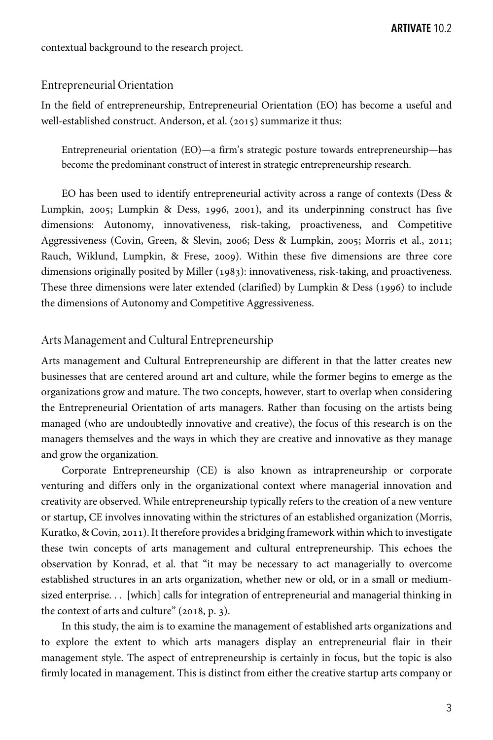contextual background to the research project.

## Entrepreneurial Orientation

In the field of entrepreneurship, Entrepreneurial Orientation (EO) has become a useful and well-established construct. Anderson, et al. (2015) summarize it thus:

> Entrepreneurial orientation (EO)—a firm's strategic posture towards entrepreneurship—has become the predominant construct of interest in strategic entrepreneurship research.

EO has been used to identify entrepreneurial activity across a range of contexts (Dess & Lumpkin, 2005; Lumpkin & Dess, 1996, 2001), and its underpinning construct has five dimensions: Autonomy, innovativeness, risk-taking, proactiveness, and Competitive Aggressiveness (Covin, Green, & Slevin, 2006; Dess & Lumpkin, 2005; Morris et al., 2011; Rauch, Wiklund, Lumpkin, & Frese, 2009). Within these five dimensions are three core dimensions originally posited by Miller (1983): innovativeness, risk-taking, and proactiveness. These three dimensions were later extended (clarified) by Lumpkin & Dess (1996) to include the dimensions of Autonomy and Competitive Aggressiveness.

## Arts Management and Cultural Entrepreneurship

Arts management and Cultural Entrepreneurship are different in that the latter creates new businesses that are centered around art and culture, while the former begins to emerge as the organizations grow and mature. The two concepts, however, start to overlap when considering the Entrepreneurial Orientation of arts managers. Rather than focusing on the artists being managed (who are undoubtedly innovative and creative), the focus of this research is on the managers themselves and the ways in which they are creative and innovative as they manage and grow the organization.

Corporate Entrepreneurship (CE) is also known as intrapreneurship or corporate venturing and differs only in the organizational context where managerial innovation and creativity are observed. While entrepreneurship typically refers to the creation of a new venture or startup, CE involves innovating within the strictures of an established organization (Morris, Kuratko, & Covin, 2011). It therefore provides a bridging framework within which to investigate these twin concepts of arts management and cultural entrepreneurship. This echoes the observation by Konrad, et al. that "it may be necessary to act managerially to overcome established structures in an arts organization, whether new or old, or in a small or medium-sized enterprise. . . [which] calls for integration of entrepreneurial and managerial thinking in the context of arts and culture" (2018, p. 3).

In this study, the aim is to examine the management of established arts organizations and to explore the extent to which arts managers display an entrepreneurial flair in their management style. The aspect of entrepreneurship is certainly in focus, but the topic is also firmly located in management. This is distinct from either the creative startup arts company or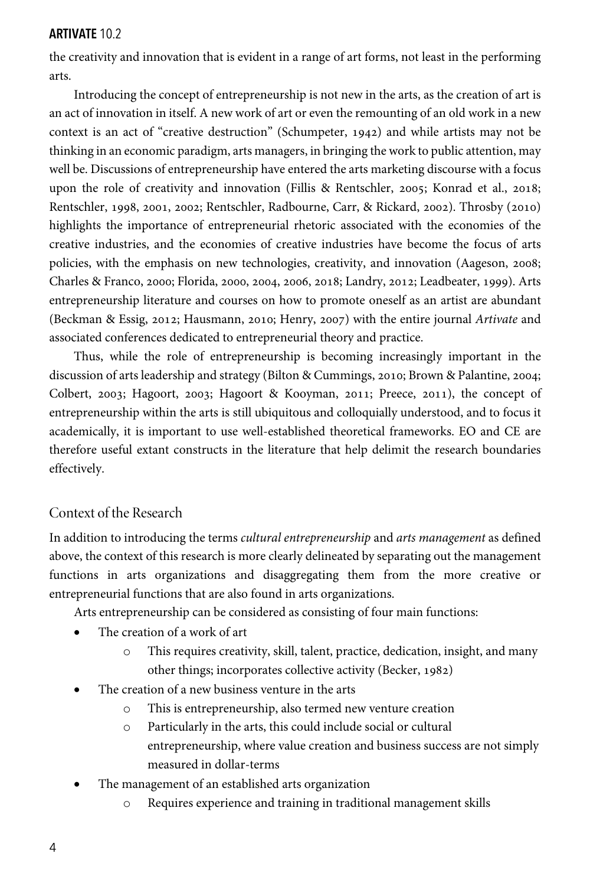the creativity and innovation that is evident in a range of art forms, not least in the performing arts.

Introducing the concept of entrepreneurship is not new in the arts, as the creation of art is an act of innovation in itself. A new work of art or even the remounting of an old work in a new context is an act of "creative destruction" (Schumpeter, 1942) and while artists may not be thinking in an economic paradigm, arts managers, in bringing the work to public attention, may well be. Discussions of entrepreneurship have entered the arts marketing discourse with a focus upon the role of creativity and innovation (Fillis & Rentschler, 2005; Konrad et al., 2018; Rentschler, 1998, 2001, 2002; Rentschler, Radbourne, Carr, & Rickard, 2002). Throsby (2010) highlights the importance of entrepreneurial rhetoric associated with the economies of the creative industries, and the economies of creative industries have become the focus of arts policies, with the emphasis on new technologies, creativity, and innovation (Aageson, 2008; Charles & Franco, 2000; Florida, 2000, 2004, 2006, 2018; Landry, 2012; Leadbeater, 1999). Arts entrepreneurship literature and courses on how to promote oneself as an artist are abundant (Beckman & Essig, 2012; Hausmann, 2010; Henry, 2007) with the entire journal *Artivate* and associated conferences dedicated to entrepreneurial theory and practice.

Thus, while the role of entrepreneurship is becoming increasingly important in the discussion of arts leadership and strategy (Bilton & Cummings, 2010; Brown & Palantine, 2004; Colbert, 2003; Hagoort, 2003; Hagoort & Kooyman, 2011; Preece, 2011), the concept of entrepreneurship within the arts is still ubiquitous and colloquially understood, and to focus it academically, it is important to use well-established theoretical frameworks. EO and CE are therefore useful extant constructs in the literature that help delimit the research boundaries effectively.

## Context of the Research

In addition to introducing the terms *cultural entrepreneurship* and *arts management* as defined above, the context of this research is more clearly delineated by separating out the management functions in arts organizations and disaggregating them from the more creative or entrepreneurial functions that are also found in arts organizations.

Arts entrepreneurship can be considered as consisting of four main functions:

- The creation of a work of art
    - This requires creativity, skill, talent, practice, dedication, insight, and many other things; incorporates collective activity (Becker, 1982)
- The creation of a new business venture in the arts
    - This is entrepreneurship, also termed new venture creation
    - Particularly in the arts, this could include social or cultural entrepreneurship, where value creation and business success are not simply measured in dollar-terms
- The management of an established arts organization
    - Requires experience and training in traditional management skills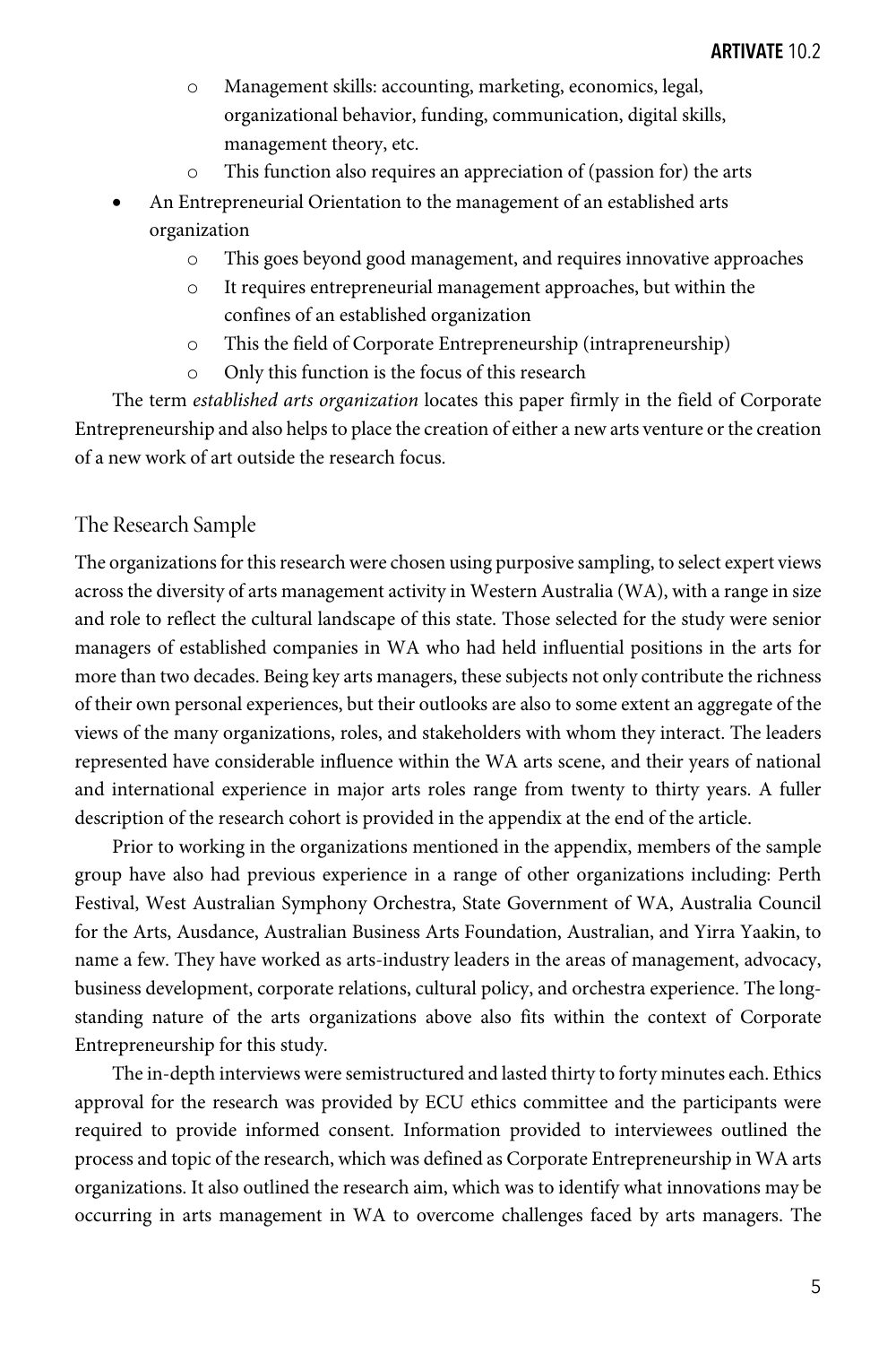- Management skills: accounting, marketing, economics, legal, organizational behavior, funding, communication, digital skills, management theory, etc.
    - This function also requires an appreciation of (passion for) the arts
- An Entrepreneurial Orientation to the management of an established arts organization
    - This goes beyond good management, and requires innovative approaches
    - It requires entrepreneurial management approaches, but within the confines of an established organization
    - This the field of Corporate Entrepreneurship (intrapreneurship)
    - Only this function is the focus of this research

The term *established arts organization* locates this paper firmly in the field of Corporate Entrepreneurship and also helps to place the creation of either a new arts venture or the creation of a new work of art outside the research focus.

## The Research Sample

The organizations for this research were chosen using purposive sampling, to select expert views across the diversity of arts management activity in Western Australia (WA), with a range in size and role to reflect the cultural landscape of this state. Those selected for the study were senior managers of established companies in WA who had held influential positions in the arts for more than two decades. Being key arts managers, these subjects not only contribute the richness of their own personal experiences, but their outlooks are also to some extent an aggregate of the views of the many organizations, roles, and stakeholders with whom they interact. The leaders represented have considerable influence within the WA arts scene, and their years of national and international experience in major arts roles range from twenty to thirty years. A fuller description of the research cohort is provided in the appendix at the end of the article.

Prior to working in the organizations mentioned in the appendix, members of the sample group have also had previous experience in a range of other organizations including: Perth Festival, West Australian Symphony Orchestra, State Government of WA, Australia Council for the Arts, Ausdance, Australian Business Arts Foundation, Australian, and Yirra Yaakin, to name a few. They have worked as arts-industry leaders in the areas of management, advocacy, business development, corporate relations, cultural policy, and orchestra experience. The long-standing nature of the arts organizations above also fits within the context of Corporate Entrepreneurship for this study.

The in-depth interviews were semistructured and lasted thirty to forty minutes each. Ethics approval for the research was provided by ECU ethics committee and the participants were required to provide informed consent. Information provided to interviewees outlined the process and topic of the research, which was defined as Corporate Entrepreneurship in WA arts organizations. It also outlined the research aim, which was to identify what innovations may be occurring in arts management in WA to overcome challenges faced by arts managers. The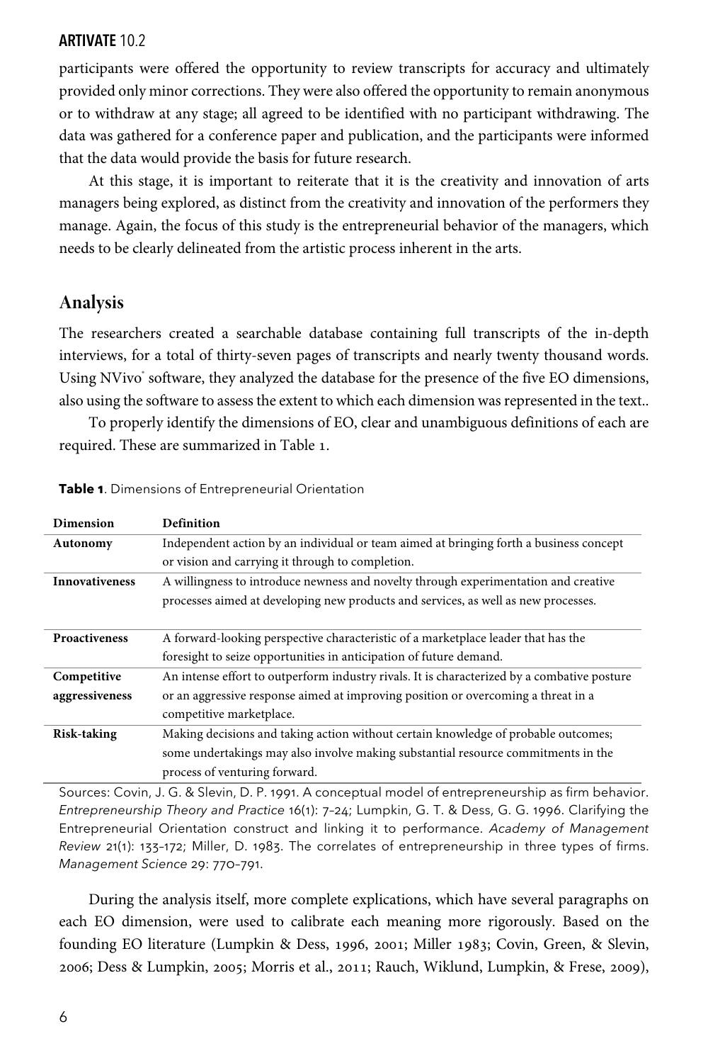participants were offered the opportunity to review transcripts for accuracy and ultimately provided only minor corrections. They were also offered the opportunity to remain anonymous or to withdraw at any stage; all agreed to be identified with no participant withdrawing. The data was gathered for a conference paper and publication, and the participants were informed that the data would provide the basis for future research.

At this stage, it is important to reiterate that it is the creativity and innovation of arts managers being explored, as distinct from the creativity and innovation of the performers they manage. Again, the focus of this study is the entrepreneurial behavior of the managers, which needs to be clearly delineated from the artistic process inherent in the arts.

## Analysis

The researchers created a searchable database containing full transcripts of the in-depth interviews, for a total of thirty-seven pages of transcripts and nearly twenty thousand words. Using NVivo® software, they analyzed the database for the presence of the five EO dimensions, also using the software to assess the extent to which each dimension was represented in the text..

To properly identify the dimensions of EO, clear and unambiguous definitions of each are required. These are summarized in Table 1.

**Table 1**. Dimensions of Entrepreneurial Orientation

| Dimension | Definition |
|---|---|
| **Autonomy** | Independent action by an individual or team aimed at bringing forth a business concept or vision and carrying it through to completion. |
| **Innovativeness** | A willingness to introduce newness and novelty through experimentation and creative processes aimed at developing new products and services, as well as new processes. |
| **Proactiveness** | A forward-looking perspective characteristic of a marketplace leader that has the foresight to seize opportunities in anticipation of future demand. |
| **Competitive aggressiveness** | An intense effort to outperform industry rivals. It is characterized by a combative posture or an aggressive response aimed at improving position or overcoming a threat in a competitive marketplace. |
| **Risk-taking** | Making decisions and taking action without certain knowledge of probable outcomes; some undertakings may also involve making substantial resource commitments in the process of venturing forward. |

Sources: Covin, J. G. & Slevin, D. P. 1991. A conceptual model of entrepreneurship as firm behavior. *Entrepreneurship Theory and Practice* 16(1): 7–24; Lumpkin, G. T. & Dess, G. G. 1996. Clarifying the Entrepreneurial Orientation construct and linking it to performance. *Academy of Management Review* 21(1): 133–172; Miller, D. 1983. The correlates of entrepreneurship in three types of firms. *Management Science* 29: 770–791.

During the analysis itself, more complete explications, which have several paragraphs on each EO dimension, were used to calibrate each meaning more rigorously. Based on the founding EO literature (Lumpkin & Dess, 1996, 2001; Miller 1983; Covin, Green, & Slevin, 2006; Dess & Lumpkin, 2005; Morris et al., 2011; Rauch, Wiklund, Lumpkin, & Frese, 2009),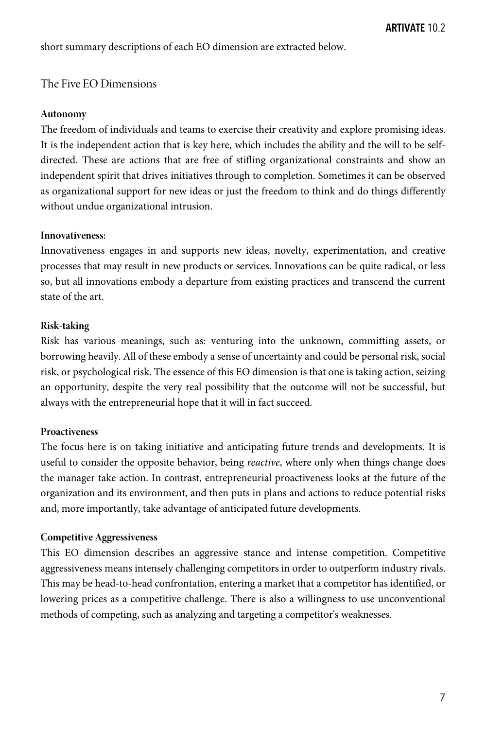short summary descriptions of each EO dimension are extracted below.

## The Five EO Dimensions

**Autonomy**

The freedom of individuals and teams to exercise their creativity and explore promising ideas. It is the independent action that is key here, which includes the ability and the will to be self-directed. These are actions that are free of stifling organizational constraints and show an independent spirit that drives initiatives through to completion. Sometimes it can be observed as organizational support for new ideas or just the freedom to think and do things differently without undue organizational intrusion.

**Innovativeness:**

Innovativeness engages in and supports new ideas, novelty, experimentation, and creative processes that may result in new products or services. Innovations can be quite radical, or less so, but all innovations embody a departure from existing practices and transcend the current state of the art.

**Risk-taking**

Risk has various meanings, such as: venturing into the unknown, committing assets, or borrowing heavily. All of these embody a sense of uncertainty and could be personal risk, social risk, or psychological risk. The essence of this EO dimension is that one is taking action, seizing an opportunity, despite the very real possibility that the outcome will not be successful, but always with the entrepreneurial hope that it will in fact succeed.

**Proactiveness**

The focus here is on taking initiative and anticipating future trends and developments. It is useful to consider the opposite behavior, being *reactive*, where only when things change does the manager take action. In contrast, entrepreneurial proactiveness looks at the future of the organization and its environment, and then puts in plans and actions to reduce potential risks and, more importantly, take advantage of anticipated future developments.

**Competitive Aggressiveness**

This EO dimension describes an aggressive stance and intense competition. Competitive aggressiveness means intensely challenging competitors in order to outperform industry rivals. This may be head-to-head confrontation, entering a market that a competitor has identified, or lowering prices as a competitive challenge. There is also a willingness to use unconventional methods of competing, such as analyzing and targeting a competitor's weaknesses.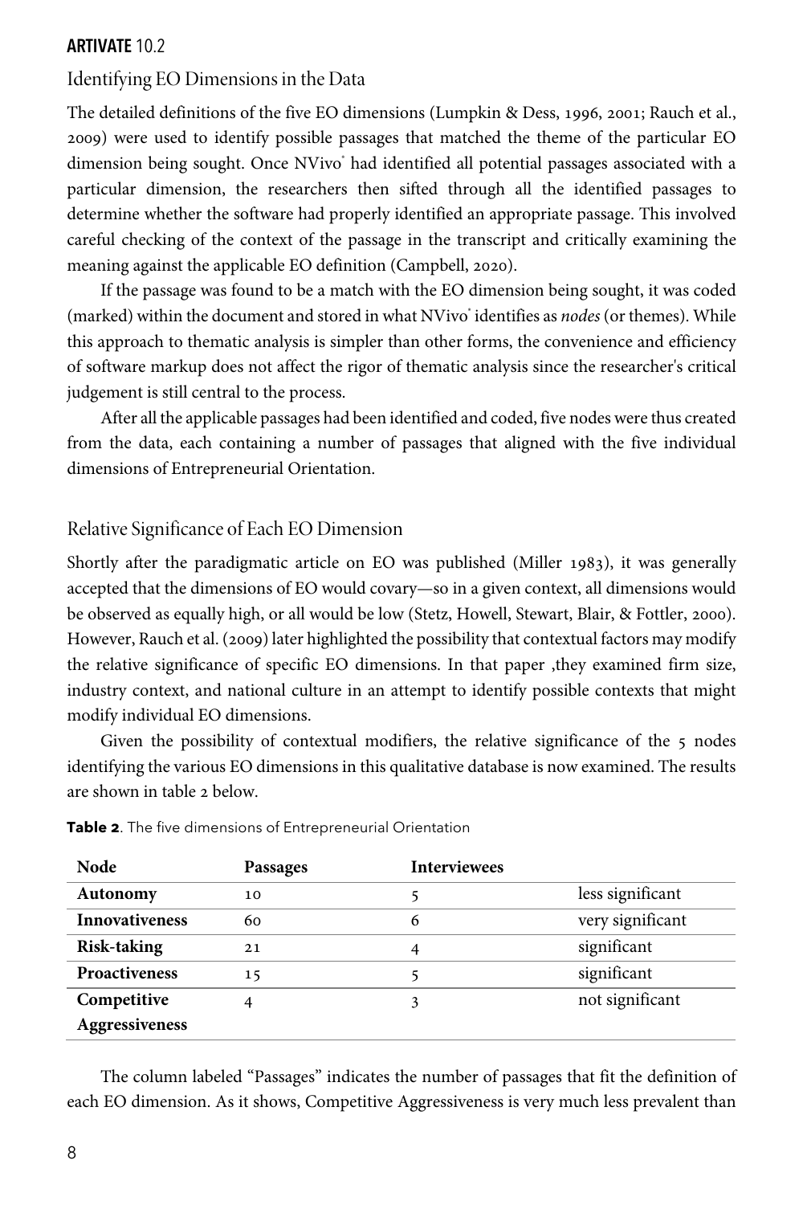## Identifying EO Dimensions in the Data

The detailed definitions of the five EO dimensions (Lumpkin & Dess, 1996, 2001; Rauch et al., 2009) were used to identify possible passages that matched the theme of the particular EO dimension being sought. Once NVivo® had identified all potential passages associated with a particular dimension, the researchers then sifted through all the identified passages to determine whether the software had properly identified an appropriate passage. This involved careful checking of the context of the passage in the transcript and critically examining the meaning against the applicable EO definition (Campbell, 2020).

If the passage was found to be a match with the EO dimension being sought, it was coded (marked) within the document and stored in what NVivo® identifies as *nodes* (or themes). While this approach to thematic analysis is simpler than other forms, the convenience and efficiency of software markup does not affect the rigor of thematic analysis since the researcher's critical judgement is still central to the process.

After all the applicable passages had been identified and coded, five nodes were thus created from the data, each containing a number of passages that aligned with the five individual dimensions of Entrepreneurial Orientation.

## Relative Significance of Each EO Dimension

Shortly after the paradigmatic article on EO was published (Miller 1983), it was generally accepted that the dimensions of EO would covary—so in a given context, all dimensions would be observed as equally high, or all would be low (Stetz, Howell, Stewart, Blair, & Fottler, 2000). However, Rauch et al. (2009) later highlighted the possibility that contextual factors may modify the relative significance of specific EO dimensions. In that paper ,they examined firm size, industry context, and national culture in an attempt to identify possible contexts that might modify individual EO dimensions.

Given the possibility of contextual modifiers, the relative significance of the 5 nodes identifying the various EO dimensions in this qualitative database is now examined. The results are shown in table 2 below.

**Table 2**. The five dimensions of Entrepreneurial Orientation

| Node | Passages | Interviewees | |
|---|---|---|---|
| **Autonomy** | 10 | 5 | less significant |
| **Innovativeness** | 60 | 6 | very significant |
| **Risk-taking** | 21 | 4 | significant |
| **Proactiveness** | 15 | 5 | significant |
| **Competitive Aggressiveness** | 4 | 3 | not significant |

The column labeled "Passages" indicates the number of passages that fit the definition of each EO dimension. As it shows, Competitive Aggressiveness is very much less prevalent than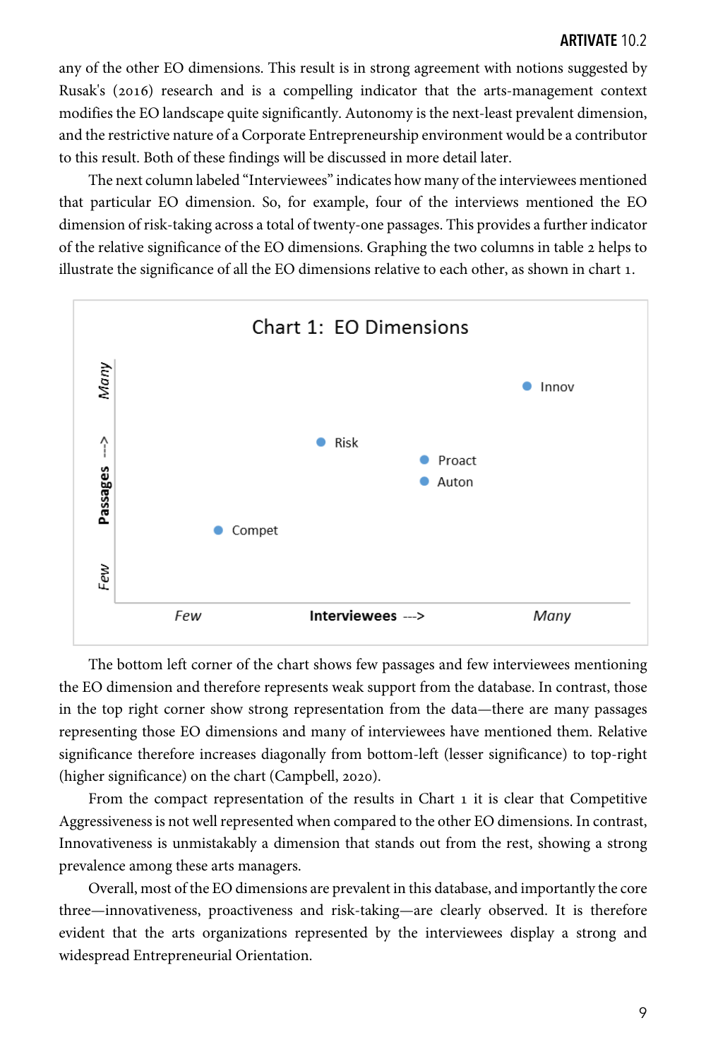any of the other EO dimensions. This result is in strong agreement with notions suggested by Rusak's (2016) research and is a compelling indicator that the arts-management context modifies the EO landscape quite significantly. Autonomy is the next-least prevalent dimension, and the restrictive nature of a Corporate Entrepreneurship environment would be a contributor to this result. Both of these findings will be discussed in more detail later.

The next column labeled "Interviewees" indicates how many of the interviewees mentioned that particular EO dimension. So, for example, four of the interviews mentioned the EO dimension of risk-taking across a total of twenty-one passages. This provides a further indicator of the relative significance of the EO dimensions. Graphing the two columns in table 2 helps to illustrate the significance of all the EO dimensions relative to each other, as shown in chart 1.

Chart 1: EO Dimensions

The bottom left corner of the chart shows few passages and few interviewees mentioning the EO dimension and therefore represents weak support from the database. In contrast, those in the top right corner show strong representation from the data—there are many passages representing those EO dimensions and many of interviewees have mentioned them. Relative significance therefore increases diagonally from bottom-left (lesser significance) to top-right (higher significance) on the chart (Campbell, 2020).

From the compact representation of the results in Chart 1 it is clear that Competitive Aggressiveness is not well represented when compared to the other EO dimensions. In contrast, Innovativeness is unmistakably a dimension that stands out from the rest, showing a strong prevalence among these arts managers.

Overall, most of the EO dimensions are prevalent in this database, and importantly the core three—innovativeness, proactiveness and risk-taking—are clearly observed. It is therefore evident that the arts organizations represented by the interviewees display a strong and widespread Entrepreneurial Orientation.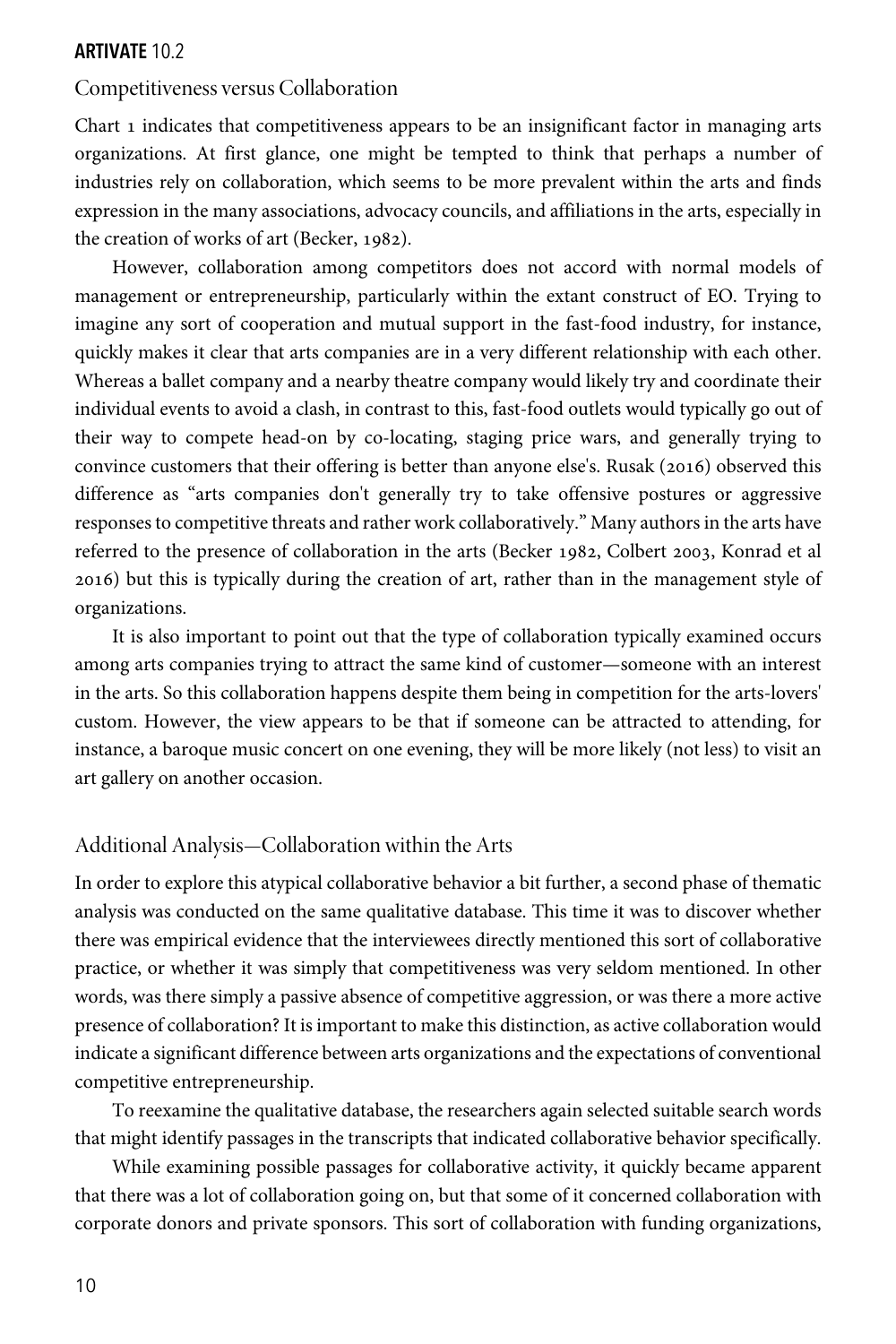## Competitiveness versus Collaboration

Chart 1 indicates that competitiveness appears to be an insignificant factor in managing arts organizations. At first glance, one might be tempted to think that perhaps a number of industries rely on collaboration, which seems to be more prevalent within the arts and finds expression in the many associations, advocacy councils, and affiliations in the arts, especially in the creation of works of art (Becker, 1982).

However, collaboration among competitors does not accord with normal models of management or entrepreneurship, particularly within the extant construct of EO. Trying to imagine any sort of cooperation and mutual support in the fast-food industry, for instance, quickly makes it clear that arts companies are in a very different relationship with each other. Whereas a ballet company and a nearby theatre company would likely try and coordinate their individual events to avoid a clash, in contrast to this, fast-food outlets would typically go out of their way to compete head-on by co-locating, staging price wars, and generally trying to convince customers that their offering is better than anyone else's. Rusak (2016) observed this difference as "arts companies don't generally try to take offensive postures or aggressive responses to competitive threats and rather work collaboratively." Many authors in the arts have referred to the presence of collaboration in the arts (Becker 1982, Colbert 2003, Konrad et al 2016) but this is typically during the creation of art, rather than in the management style of organizations.

It is also important to point out that the type of collaboration typically examined occurs among arts companies trying to attract the same kind of customer—someone with an interest in the arts. So this collaboration happens despite them being in competition for the arts-lovers' custom. However, the view appears to be that if someone can be attracted to attending, for instance, a baroque music concert on one evening, they will be more likely (not less) to visit an art gallery on another occasion.

## Additional Analysis—Collaboration within the Arts

In order to explore this atypical collaborative behavior a bit further, a second phase of thematic analysis was conducted on the same qualitative database. This time it was to discover whether there was empirical evidence that the interviewees directly mentioned this sort of collaborative practice, or whether it was simply that competitiveness was very seldom mentioned. In other words, was there simply a passive absence of competitive aggression, or was there a more active presence of collaboration? It is important to make this distinction, as active collaboration would indicate a significant difference between arts organizations and the expectations of conventional competitive entrepreneurship.

To reexamine the qualitative database, the researchers again selected suitable search words that might identify passages in the transcripts that indicated collaborative behavior specifically.

While examining possible passages for collaborative activity, it quickly became apparent that there was a lot of collaboration going on, but that some of it concerned collaboration with corporate donors and private sponsors. This sort of collaboration with funding organizations,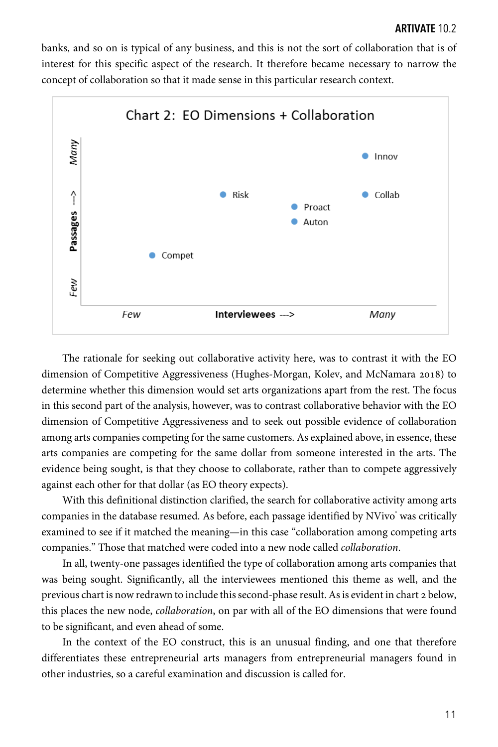banks, and so on is typical of any business, and this is not the sort of collaboration that is of interest for this specific aspect of the research. It therefore became necessary to narrow the concept of collaboration so that it made sense in this particular research context.

Chart 2: EO Dimensions + Collaboration

The rationale for seeking out collaborative activity here, was to contrast it with the EO dimension of Competitive Aggressiveness (Hughes-Morgan, Kolev, and McNamara 2018) to determine whether this dimension would set arts organizations apart from the rest. The focus in this second part of the analysis, however, was to contrast collaborative behavior with the EO dimension of Competitive Aggressiveness and to seek out possible evidence of collaboration among arts companies competing for the same customers. As explained above, in essence, these arts companies are competing for the same dollar from someone interested in the arts. The evidence being sought, is that they choose to collaborate, rather than to compete aggressively against each other for that dollar (as EO theory expects).

With this definitional distinction clarified, the search for collaborative activity among arts companies in the database resumed. As before, each passage identified by NVivo® was critically examined to see if it matched the meaning—in this case "collaboration among competing arts companies." Those that matched were coded into a new node called *collaboration*.

In all, twenty-one passages identified the type of collaboration among arts companies that was being sought. Significantly, all the interviewees mentioned this theme as well, and the previous chart is now redrawn to include this second-phase result. As is evident in chart 2 below, this places the new node, *collaboration*, on par with all of the EO dimensions that were found to be significant, and even ahead of some.

In the context of the EO construct, this is an unusual finding, and one that therefore differentiates these entrepreneurial arts managers from entrepreneurial managers found in other industries, so a careful examination and discussion is called for.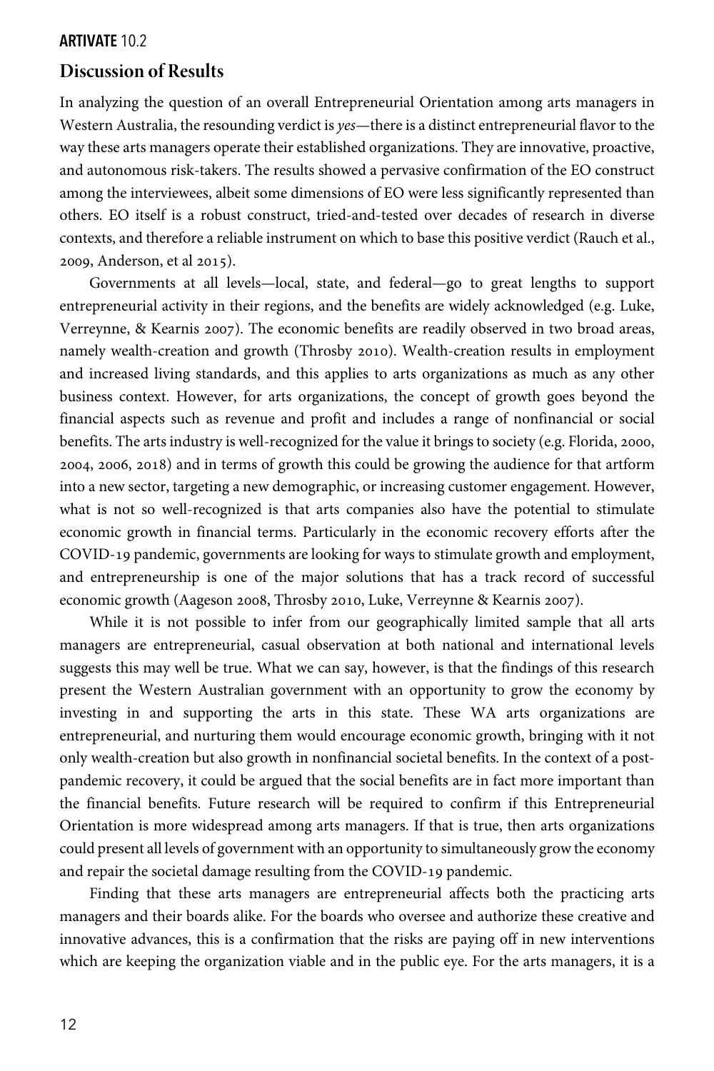## Discussion of Results

In analyzing the question of an overall Entrepreneurial Orientation among arts managers in Western Australia, the resounding verdict is *yes*—there is a distinct entrepreneurial flavor to the way these arts managers operate their established organizations. They are innovative, proactive, and autonomous risk-takers. The results showed a pervasive confirmation of the EO construct among the interviewees, albeit some dimensions of EO were less significantly represented than others. EO itself is a robust construct, tried-and-tested over decades of research in diverse contexts, and therefore a reliable instrument on which to base this positive verdict (Rauch et al., 2009, Anderson, et al 2015).

Governments at all levels—local, state, and federal—go to great lengths to support entrepreneurial activity in their regions, and the benefits are widely acknowledged (e.g. Luke, Verreynne, & Kearnis 2007). The economic benefits are readily observed in two broad areas, namely wealth-creation and growth (Throsby 2010). Wealth-creation results in employment and increased living standards, and this applies to arts organizations as much as any other business context. However, for arts organizations, the concept of growth goes beyond the financial aspects such as revenue and profit and includes a range of nonfinancial or social benefits. The arts industry is well-recognized for the value it brings to society (e.g. Florida, 2000, 2004, 2006, 2018) and in terms of growth this could be growing the audience for that artform into a new sector, targeting a new demographic, or increasing customer engagement. However, what is not so well-recognized is that arts companies also have the potential to stimulate economic growth in financial terms. Particularly in the economic recovery efforts after the COVID-19 pandemic, governments are looking for ways to stimulate growth and employment, and entrepreneurship is one of the major solutions that has a track record of successful economic growth (Aageson 2008, Throsby 2010, Luke, Verreynne & Kearnis 2007).

While it is not possible to infer from our geographically limited sample that all arts managers are entrepreneurial, casual observation at both national and international levels suggests this may well be true. What we can say, however, is that the findings of this research present the Western Australian government with an opportunity to grow the economy by investing in and supporting the arts in this state. These WA arts organizations are entrepreneurial, and nurturing them would encourage economic growth, bringing with it not only wealth-creation but also growth in nonfinancial societal benefits. In the context of a post-pandemic recovery, it could be argued that the social benefits are in fact more important than the financial benefits. Future research will be required to confirm if this Entrepreneurial Orientation is more widespread among arts managers. If that is true, then arts organizations could present all levels of government with an opportunity to simultaneously grow the economy and repair the societal damage resulting from the COVID-19 pandemic.

Finding that these arts managers are entrepreneurial affects both the practicing arts managers and their boards alike. For the boards who oversee and authorize these creative and innovative advances, this is a confirmation that the risks are paying off in new interventions which are keeping the organization viable and in the public eye. For the arts managers, it is a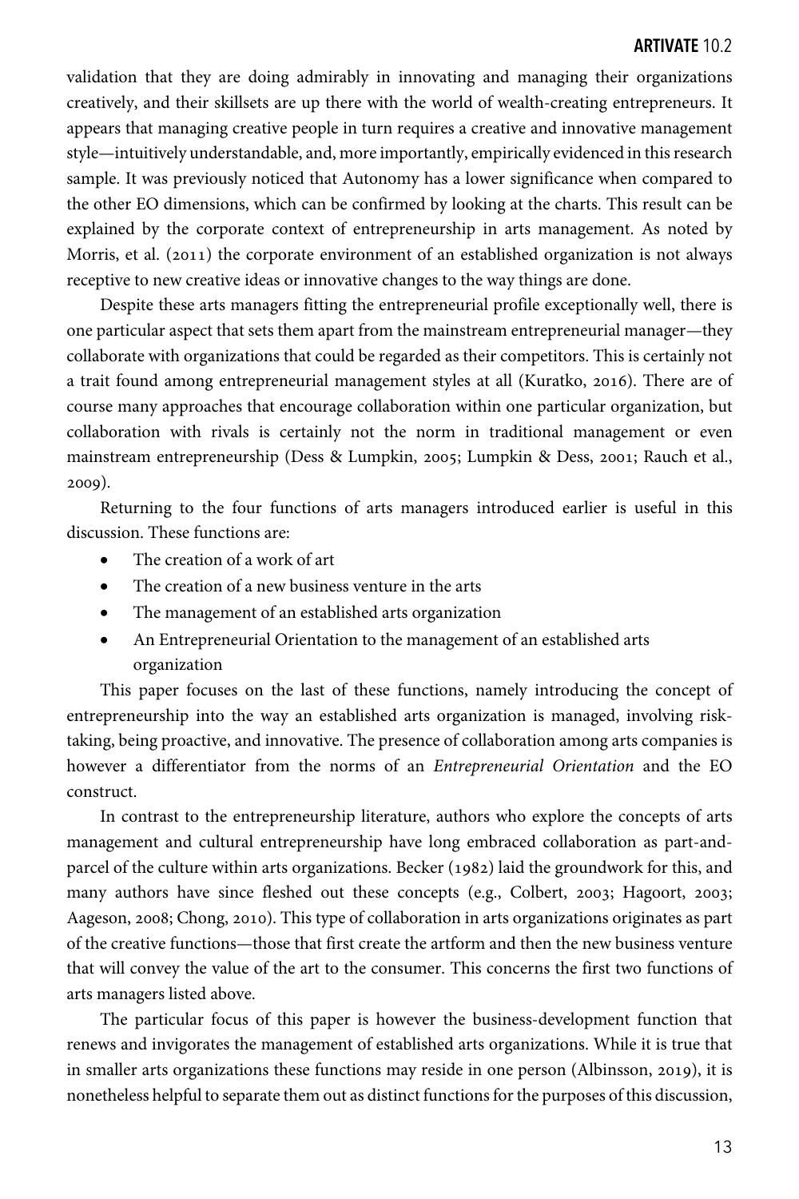validation that they are doing admirably in innovating and managing their organizations creatively, and their skillsets are up there with the world of wealth-creating entrepreneurs. It appears that managing creative people in turn requires a creative and innovative management style—intuitively understandable, and, more importantly, empirically evidenced in this research sample. It was previously noticed that Autonomy has a lower significance when compared to the other EO dimensions, which can be confirmed by looking at the charts. This result can be explained by the corporate context of entrepreneurship in arts management. As noted by Morris, et al. (2011) the corporate environment of an established organization is not always receptive to new creative ideas or innovative changes to the way things are done.

Despite these arts managers fitting the entrepreneurial profile exceptionally well, there is one particular aspect that sets them apart from the mainstream entrepreneurial manager—they collaborate with organizations that could be regarded as their competitors. This is certainly not a trait found among entrepreneurial management styles at all (Kuratko, 2016). There are of course many approaches that encourage collaboration within one particular organization, but collaboration with rivals is certainly not the norm in traditional management or even mainstream entrepreneurship (Dess & Lumpkin, 2005; Lumpkin & Dess, 2001; Rauch et al., 2009).

Returning to the four functions of arts managers introduced earlier is useful in this discussion. These functions are:

- The creation of a work of art
- The creation of a new business venture in the arts
- The management of an established arts organization
- An Entrepreneurial Orientation to the management of an established arts organization

This paper focuses on the last of these functions, namely introducing the concept of entrepreneurship into the way an established arts organization is managed, involving risk-taking, being proactive, and innovative. The presence of collaboration among arts companies is however a differentiator from the norms of an *Entrepreneurial Orientation* and the EO construct.

In contrast to the entrepreneurship literature, authors who explore the concepts of arts management and cultural entrepreneurship have long embraced collaboration as part-and-parcel of the culture within arts organizations. Becker (1982) laid the groundwork for this, and many authors have since fleshed out these concepts (e.g., Colbert, 2003; Hagoort, 2003; Aageson, 2008; Chong, 2010). This type of collaboration in arts organizations originates as part of the creative functions—those that first create the artform and then the new business venture that will convey the value of the art to the consumer. This concerns the first two functions of arts managers listed above.

The particular focus of this paper is however the business-development function that renews and invigorates the management of established arts organizations. While it is true that in smaller arts organizations these functions may reside in one person (Albinsson, 2019), it is nonetheless helpful to separate them out as distinct functions for the purposes of this discussion,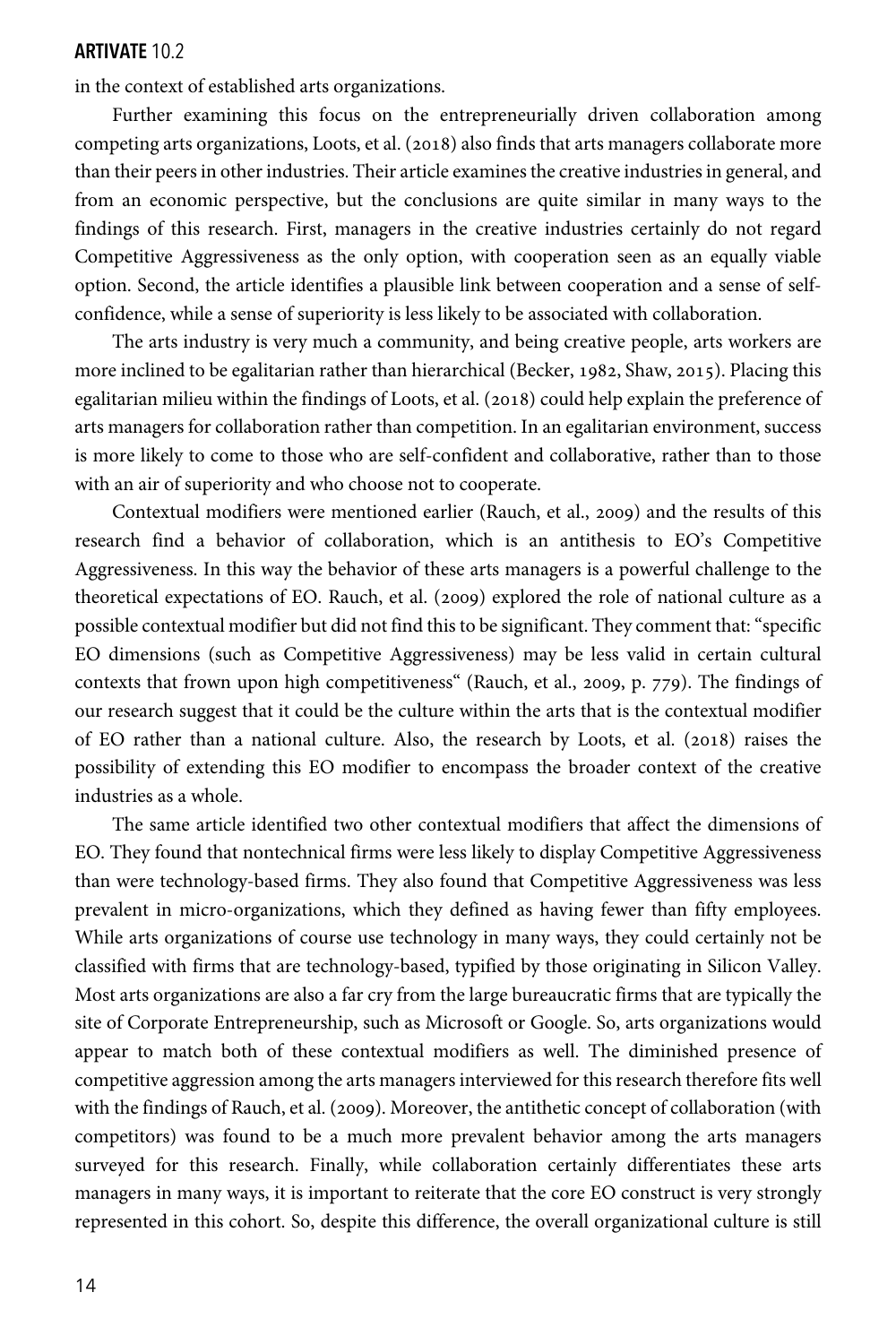in the context of established arts organizations.

Further examining this focus on the entrepreneurially driven collaboration among competing arts organizations, Loots, et al. (2018) also finds that arts managers collaborate more than their peers in other industries. Their article examines the creative industries in general, and from an economic perspective, but the conclusions are quite similar in many ways to the findings of this research. First, managers in the creative industries certainly do not regard Competitive Aggressiveness as the only option, with cooperation seen as an equally viable option. Second, the article identifies a plausible link between cooperation and a sense of self-confidence, while a sense of superiority is less likely to be associated with collaboration.

The arts industry is very much a community, and being creative people, arts workers are more inclined to be egalitarian rather than hierarchical (Becker, 1982, Shaw, 2015). Placing this egalitarian milieu within the findings of Loots, et al. (2018) could help explain the preference of arts managers for collaboration rather than competition. In an egalitarian environment, success is more likely to come to those who are self-confident and collaborative, rather than to those with an air of superiority and who choose not to cooperate.

Contextual modifiers were mentioned earlier (Rauch, et al., 2009) and the results of this research find a behavior of collaboration, which is an antithesis to EO's Competitive Aggressiveness. In this way the behavior of these arts managers is a powerful challenge to the theoretical expectations of EO. Rauch, et al. (2009) explored the role of national culture as a possible contextual modifier but did not find this to be significant. They comment that: "specific EO dimensions (such as Competitive Aggressiveness) may be less valid in certain cultural contexts that frown upon high competitiveness" (Rauch, et al., 2009, p. 779). The findings of our research suggest that it could be the culture within the arts that is the contextual modifier of EO rather than a national culture. Also, the research by Loots, et al. (2018) raises the possibility of extending this EO modifier to encompass the broader context of the creative industries as a whole.

The same article identified two other contextual modifiers that affect the dimensions of EO. They found that nontechnical firms were less likely to display Competitive Aggressiveness than were technology-based firms. They also found that Competitive Aggressiveness was less prevalent in micro-organizations, which they defined as having fewer than fifty employees. While arts organizations of course use technology in many ways, they could certainly not be classified with firms that are technology-based, typified by those originating in Silicon Valley. Most arts organizations are also a far cry from the large bureaucratic firms that are typically the site of Corporate Entrepreneurship, such as Microsoft or Google. So, arts organizations would appear to match both of these contextual modifiers as well. The diminished presence of competitive aggression among the arts managers interviewed for this research therefore fits well with the findings of Rauch, et al. (2009). Moreover, the antithetic concept of collaboration (with competitors) was found to be a much more prevalent behavior among the arts managers surveyed for this research. Finally, while collaboration certainly differentiates these arts managers in many ways, it is important to reiterate that the core EO construct is very strongly represented in this cohort. So, despite this difference, the overall organizational culture is still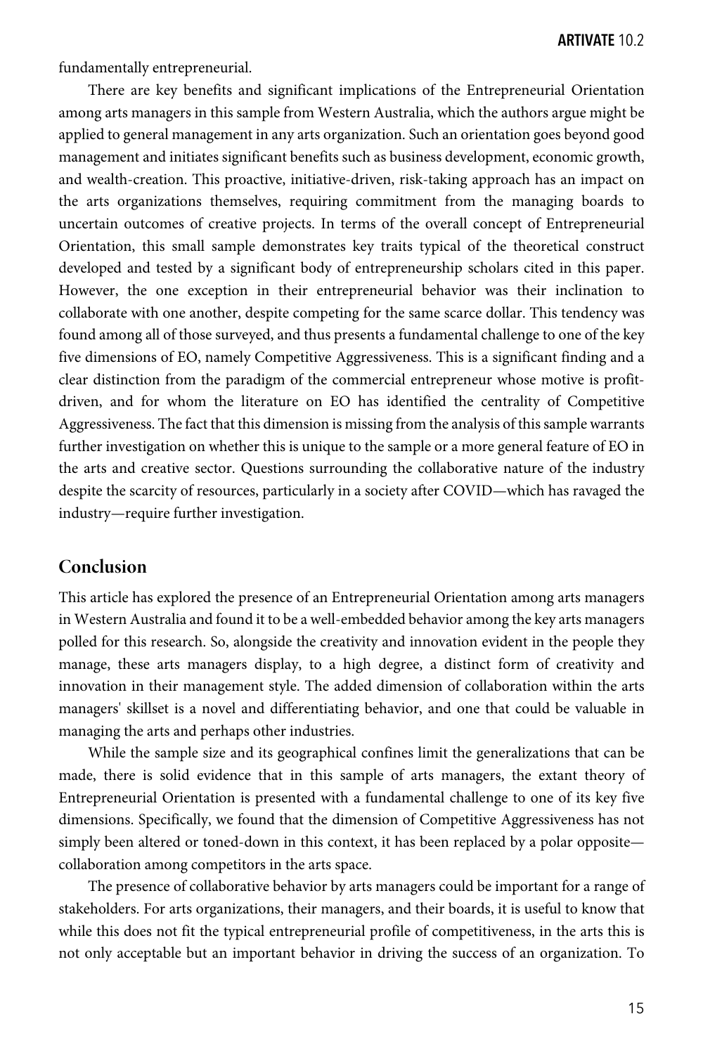fundamentally entrepreneurial.

There are key benefits and significant implications of the Entrepreneurial Orientation among arts managers in this sample from Western Australia, which the authors argue might be applied to general management in any arts organization. Such an orientation goes beyond good management and initiates significant benefits such as business development, economic growth, and wealth-creation. This proactive, initiative-driven, risk-taking approach has an impact on the arts organizations themselves, requiring commitment from the managing boards to uncertain outcomes of creative projects. In terms of the overall concept of Entrepreneurial Orientation, this small sample demonstrates key traits typical of the theoretical construct developed and tested by a significant body of entrepreneurship scholars cited in this paper. However, the one exception in their entrepreneurial behavior was their inclination to collaborate with one another, despite competing for the same scarce dollar. This tendency was found among all of those surveyed, and thus presents a fundamental challenge to one of the key five dimensions of EO, namely Competitive Aggressiveness. This is a significant finding and a clear distinction from the paradigm of the commercial entrepreneur whose motive is profit-driven, and for whom the literature on EO has identified the centrality of Competitive Aggressiveness. The fact that this dimension is missing from the analysis of this sample warrants further investigation on whether this is unique to the sample or a more general feature of EO in the arts and creative sector. Questions surrounding the collaborative nature of the industry despite the scarcity of resources, particularly in a society after COVID—which has ravaged the industry—require further investigation.

## Conclusion

This article has explored the presence of an Entrepreneurial Orientation among arts managers in Western Australia and found it to be a well-embedded behavior among the key arts managers polled for this research. So, alongside the creativity and innovation evident in the people they manage, these arts managers display, to a high degree, a distinct form of creativity and innovation in their management style. The added dimension of collaboration within the arts managers' skillset is a novel and differentiating behavior, and one that could be valuable in managing the arts and perhaps other industries.

While the sample size and its geographical confines limit the generalizations that can be made, there is solid evidence that in this sample of arts managers, the extant theory of Entrepreneurial Orientation is presented with a fundamental challenge to one of its key five dimensions. Specifically, we found that the dimension of Competitive Aggressiveness has not simply been altered or toned-down in this context, it has been replaced by a polar opposite—collaboration among competitors in the arts space.

The presence of collaborative behavior by arts managers could be important for a range of stakeholders. For arts organizations, their managers, and their boards, it is useful to know that while this does not fit the typical entrepreneurial profile of competitiveness, in the arts this is not only acceptable but an important behavior in driving the success of an organization. To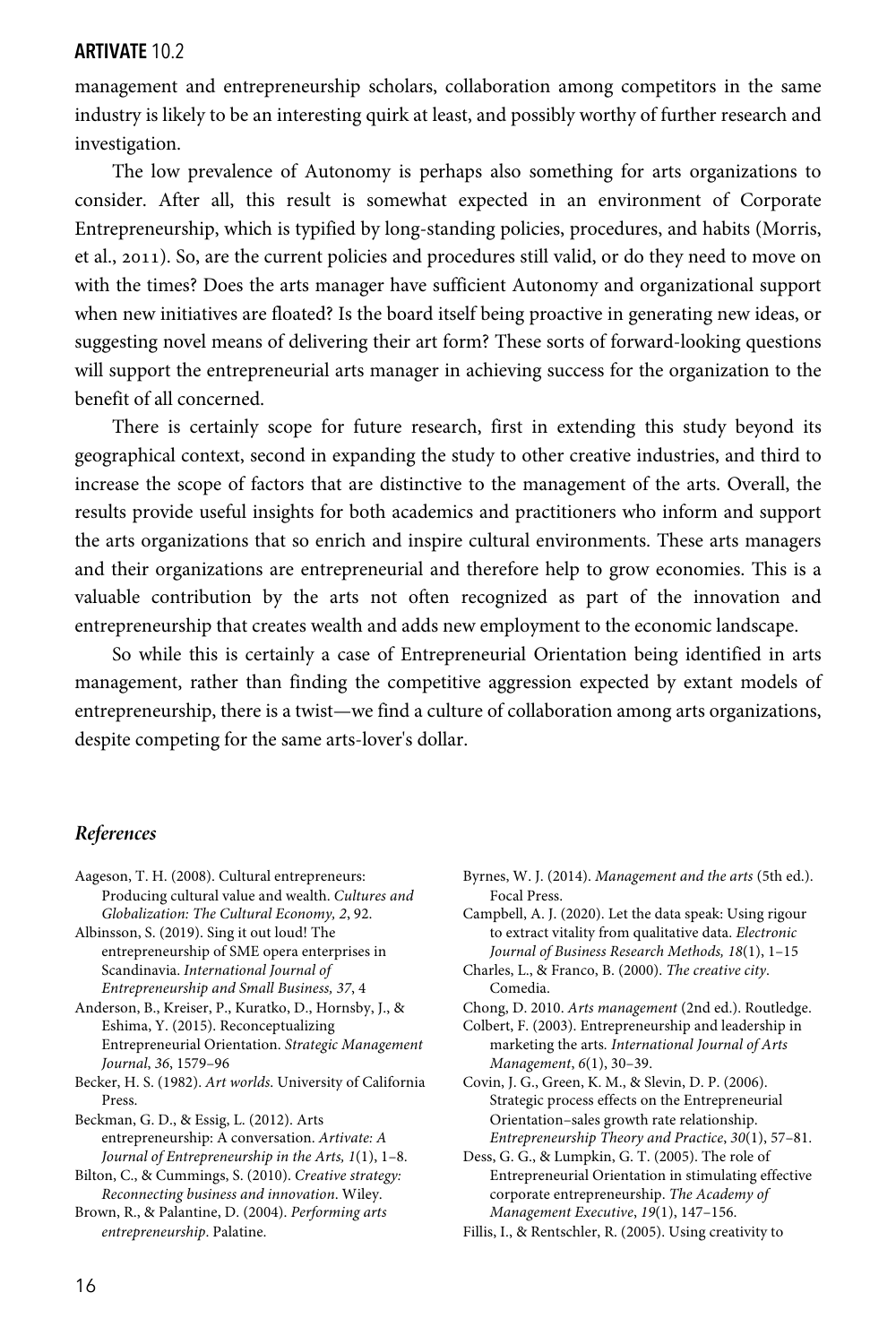management and entrepreneurship scholars, collaboration among competitors in the same industry is likely to be an interesting quirk at least, and possibly worthy of further research and investigation.

The low prevalence of Autonomy is perhaps also something for arts organizations to consider. After all, this result is somewhat expected in an environment of Corporate Entrepreneurship, which is typified by long-standing policies, procedures, and habits (Morris, et al., 2011). So, are the current policies and procedures still valid, or do they need to move on with the times? Does the arts manager have sufficient Autonomy and organizational support when new initiatives are floated? Is the board itself being proactive in generating new ideas, or suggesting novel means of delivering their art form? These sorts of forward-looking questions will support the entrepreneurial arts manager in achieving success for the organization to the benefit of all concerned.

There is certainly scope for future research, first in extending this study beyond its geographical context, second in expanding the study to other creative industries, and third to increase the scope of factors that are distinctive to the management of the arts. Overall, the results provide useful insights for both academics and practitioners who inform and support the arts organizations that so enrich and inspire cultural environments. These arts managers and their organizations are entrepreneurial and therefore help to grow economies. This is a valuable contribution by the arts not often recognized as part of the innovation and entrepreneurship that creates wealth and adds new employment to the economic landscape.

So while this is certainly a case of Entrepreneurial Orientation being identified in arts management, rather than finding the competitive aggression expected by extant models of entrepreneurship, there is a twist—we find a culture of collaboration among arts organizations, despite competing for the same arts-lover's dollar.

### *References*

Aageson, T. H. (2008). Cultural entrepreneurs: Producing cultural value and wealth. *Cultures and Globalization: The Cultural Economy, 2*, 92.

Albinsson, S. (2019). Sing it out loud! The entrepreneurship of SME opera enterprises in Scandinavia. *International Journal of Entrepreneurship and Small Business, 37*, 4

Anderson, B., Kreiser, P., Kuratko, D., Hornsby, J., & Eshima, Y. (2015). Reconceptualizing Entrepreneurial Orientation. *Strategic Management Journal*, *36*, 1579–96

Becker, H. S. (1982). *Art worlds*. University of California Press.

Beckman, G. D., & Essig, L. (2012). Arts entrepreneurship: A conversation. *Artivate: A Journal of Entrepreneurship in the Arts, 1*(1), 1–8.

Bilton, C., & Cummings, S. (2010). *Creative strategy: Reconnecting business and innovation*. Wiley.

Brown, R., & Palantine, D. (2004). *Performing arts entrepreneurship*. Palatine.

Byrnes, W. J. (2014). *Management and the arts* (5th ed.). Focal Press.

Campbell, A. J. (2020). Let the data speak: Using rigour to extract vitality from qualitative data. *Electronic Journal of Business Research Methods, 18*(1), 1–15

Charles, L., & Franco, B. (2000). *The creative city*. Comedia.

Chong, D. 2010. *Arts management* (2nd ed.). Routledge.

Colbert, F. (2003). Entrepreneurship and leadership in marketing the arts. *International Journal of Arts Management*, *6*(1), 30–39.

Covin, J. G., Green, K. M., & Slevin, D. P. (2006). Strategic process effects on the Entrepreneurial Orientation–sales growth rate relationship. *Entrepreneurship Theory and Practice*, *30*(1), 57–81.

Dess, G. G., & Lumpkin, G. T. (2005). The role of Entrepreneurial Orientation in stimulating effective corporate entrepreneurship. *The Academy of Management Executive*, *19*(1), 147–156.

Fillis, I., & Rentschler, R. (2005). Using creativity to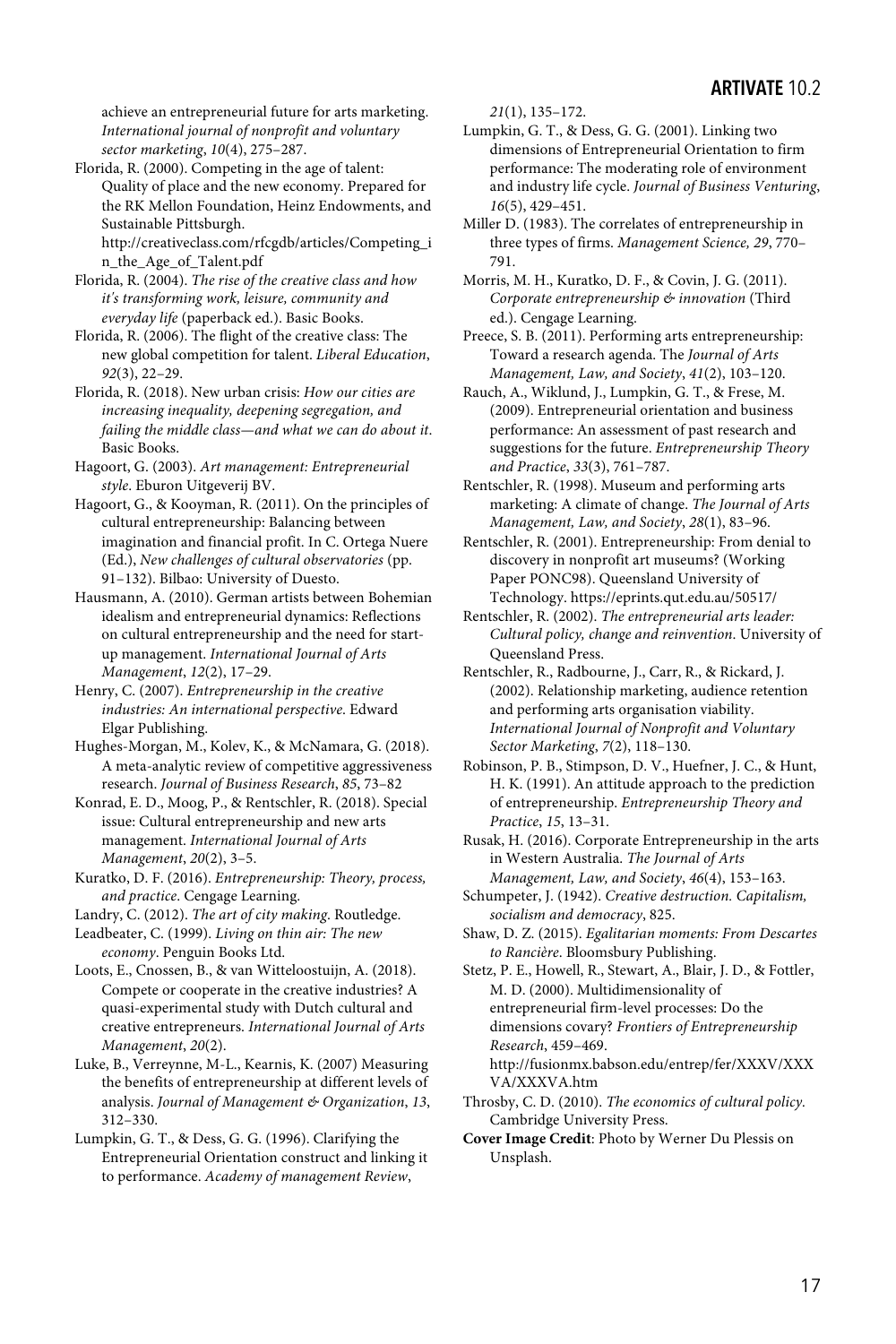achieve an entrepreneurial future for arts marketing. *International journal of nonprofit and voluntary sector marketing*, *10*(4), 275–287.

Florida, R. (2000). Competing in the age of talent: Quality of place and the new economy. Prepared for the RK Mellon Foundation, Heinz Endowments, and Sustainable Pittsburgh. http://creativeclass.com/rfcgdb/articles/Competing_in_the_Age_of_Talent.pdf

Florida, R. (2004). *The rise of the creative class and how it's transforming work, leisure, community and everyday life* (paperback ed.). Basic Books.

Florida, R. (2006). The flight of the creative class: The new global competition for talent. *Liberal Education*, *92*(3), 22–29.

Florida, R. (2018). New urban crisis: *How our cities are increasing inequality, deepening segregation, and failing the middle class—and what we can do about it*. Basic Books.

Hagoort, G. (2003). *Art management: Entrepreneurial style*. Eburon Uitgeverij BV.

Hagoort, G., & Kooyman, R. (2011). On the principles of cultural entrepreneurship: Balancing between imagination and financial profit. In C. Ortega Nuere (Ed.), *New challenges of cultural observatories* (pp. 91–132). Bilbao: University of Duesto.

Hausmann, A. (2010). German artists between Bohemian idealism and entrepreneurial dynamics: Reflections on cultural entrepreneurship and the need for start-up management. *International Journal of Arts Management*, *12*(2), 17–29.

Henry, C. (2007). *Entrepreneurship in the creative industries: An international perspective*. Edward Elgar Publishing.

Hughes-Morgan, M., Kolev, K., & McNamara, G. (2018). A meta-analytic review of competitive aggressiveness research. *Journal of Business Research*, *85*, 73–82

Konrad, E. D., Moog, P., & Rentschler, R. (2018). Special issue: Cultural entrepreneurship and new arts management. *International Journal of Arts Management*, *20*(2), 3–5.

Kuratko, D. F. (2016). *Entrepreneurship: Theory, process, and practice*. Cengage Learning.

Landry, C. (2012). *The art of city making*. Routledge.

Leadbeater, C. (1999). *Living on thin air: The new economy*. Penguin Books Ltd.

Loots, E., Cnossen, B., & van Witteloostuijn, A. (2018). Compete or cooperate in the creative industries? A quasi-experimental study with Dutch cultural and creative entrepreneurs. *International Journal of Arts Management*, *20*(2).

Luke, B., Verreynne, M-L., Kearnis, K. (2007) Measuring the benefits of entrepreneurship at different levels of analysis. *Journal of Management & Organization*, *13*, 312–330.

Lumpkin, G. T., & Dess, G. G. (1996). Clarifying the Entrepreneurial Orientation construct and linking it to performance. *Academy of management Review*, *21*(1), 135–172.

Lumpkin, G. T., & Dess, G. G. (2001). Linking two dimensions of Entrepreneurial Orientation to firm performance: The moderating role of environment and industry life cycle. *Journal of Business Venturing*, *16*(5), 429–451.

Miller D. (1983). The correlates of entrepreneurship in three types of firms. *Management Science, 29*, 770–791.

Morris, M. H., Kuratko, D. F., & Covin, J. G. (2011). *Corporate entrepreneurship & innovation* (Third ed.). Cengage Learning.

Preece, S. B. (2011). Performing arts entrepreneurship: Toward a research agenda. The *Journal of Arts Management, Law, and Society*, *41*(2), 103–120.

Rauch, A., Wiklund, J., Lumpkin, G. T., & Frese, M. (2009). Entrepreneurial orientation and business performance: An assessment of past research and suggestions for the future. *Entrepreneurship Theory and Practice*, *33*(3), 761–787.

Rentschler, R. (1998). Museum and performing arts marketing: A climate of change. *The Journal of Arts Management, Law, and Society*, *28*(1), 83–96.

Rentschler, R. (2001). Entrepreneurship: From denial to discovery in nonprofit art museums? (Working Paper PONC98). Queensland University of Technology. https://eprints.qut.edu.au/50517/

Rentschler, R. (2002). *The entrepreneurial arts leader: Cultural policy, change and reinvention*. University of Queensland Press.

Rentschler, R., Radbourne, J., Carr, R., & Rickard, J. (2002). Relationship marketing, audience retention and performing arts organisation viability. *International Journal of Nonprofit and Voluntary Sector Marketing*, *7*(2), 118–130.

Robinson, P. B., Stimpson, D. V., Huefner, J. C., & Hunt, H. K. (1991). An attitude approach to the prediction of entrepreneurship. *Entrepreneurship Theory and Practice*, *15*, 13–31.

Rusak, H. (2016). Corporate Entrepreneurship in the arts in Western Australia. *The Journal of Arts Management, Law, and Society*, *46*(4), 153–163.

Schumpeter, J. (1942). *Creative destruction. Capitalism, socialism and democracy*, 825.

Shaw, D. Z. (2015). *Egalitarian moments: From Descartes to Rancière*. Bloomsbury Publishing.

Stetz, P. E., Howell, R., Stewart, A., Blair, J. D., & Fottler, M. D. (2000). Multidimensionality of entrepreneurial firm-level processes: Do the dimensions covary? *Frontiers of Entrepreneurship Research*, 459–469. http://fusionmx.babson.edu/entrep/fer/XXXV/XXXVA/XXXVA.htm

Throsby, C. D. (2010). *The economics of cultural policy.* Cambridge University Press.

**Cover Image Credit**: Photo by Werner Du Plessis on Unsplash.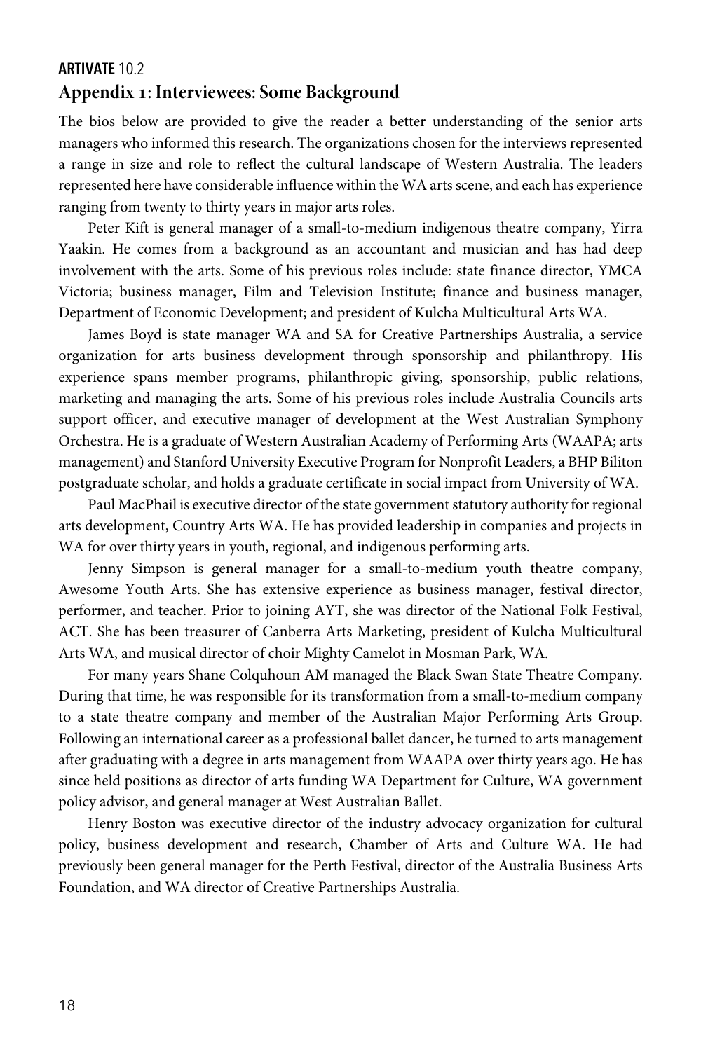## Appendix 1: Interviewees: Some Background

The bios below are provided to give the reader a better understanding of the senior arts managers who informed this research. The organizations chosen for the interviews represented a range in size and role to reflect the cultural landscape of Western Australia. The leaders represented here have considerable influence within the WA arts scene, and each has experience ranging from twenty to thirty years in major arts roles.

Peter Kift is general manager of a small-to-medium indigenous theatre company, Yirra Yaakin. He comes from a background as an accountant and musician and has had deep involvement with the arts. Some of his previous roles include: state finance director, YMCA Victoria; business manager, Film and Television Institute; finance and business manager, Department of Economic Development; and president of Kulcha Multicultural Arts WA.

James Boyd is state manager WA and SA for Creative Partnerships Australia, a service organization for arts business development through sponsorship and philanthropy. His experience spans member programs, philanthropic giving, sponsorship, public relations, marketing and managing the arts. Some of his previous roles include Australia Councils arts support officer, and executive manager of development at the West Australian Symphony Orchestra. He is a graduate of Western Australian Academy of Performing Arts (WAAPA; arts management) and Stanford University Executive Program for Nonprofit Leaders, a BHP Biliton postgraduate scholar, and holds a graduate certificate in social impact from University of WA.

Paul MacPhail is executive director of the state government statutory authority for regional arts development, Country Arts WA. He has provided leadership in companies and projects in WA for over thirty years in youth, regional, and indigenous performing arts.

Jenny Simpson is general manager for a small-to-medium youth theatre company, Awesome Youth Arts. She has extensive experience as business manager, festival director, performer, and teacher. Prior to joining AYT, she was director of the National Folk Festival, ACT. She has been treasurer of Canberra Arts Marketing, president of Kulcha Multicultural Arts WA, and musical director of choir Mighty Camelot in Mosman Park, WA.

For many years Shane Colquhoun AM managed the Black Swan State Theatre Company. During that time, he was responsible for its transformation from a small-to-medium company to a state theatre company and member of the Australian Major Performing Arts Group. Following an international career as a professional ballet dancer, he turned to arts management after graduating with a degree in arts management from WAAPA over thirty years ago. He has since held positions as director of arts funding WA Department for Culture, WA government policy advisor, and general manager at West Australian Ballet.

Henry Boston was executive director of the industry advocacy organization for cultural policy, business development and research, Chamber of Arts and Culture WA. He had previously been general manager for the Perth Festival, director of the Australia Business Arts Foundation, and WA director of Creative Partnerships Australia.